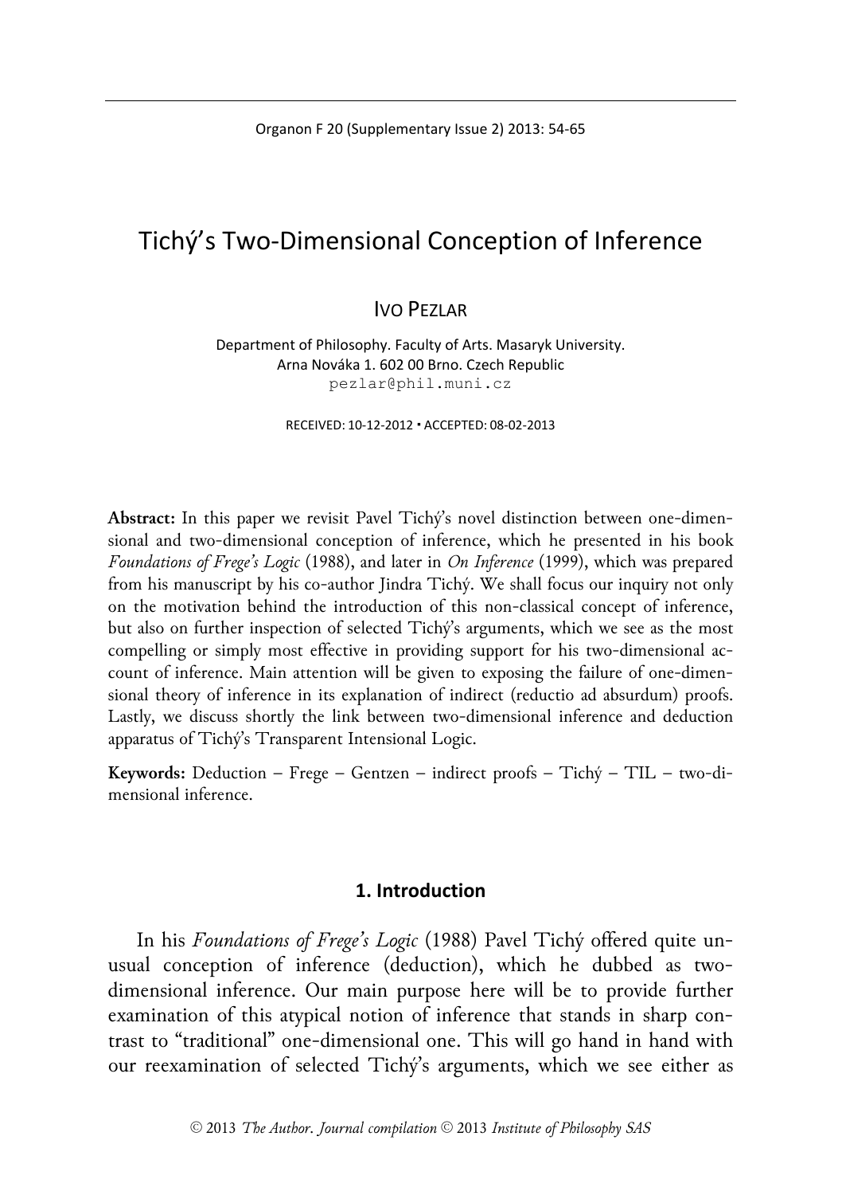# Tichý's Two-Dimensional Conception of Inference

IVO PEZLAR

Department of Philosophy. Faculty of Arts. Masaryk University.
Arna Nováka 1. 602 00 Brno. Czech Republic
pezlar@phil.muni.cz

RECEIVED: 10-12-2012 • ACCEPTED: 08-02-2013

**Abstract:** In this paper we revisit Pavel Tichý's novel distinction between one-dimensional and two-dimensional conception of inference, which he presented in his book *Foundations of Frege's Logic* (1988), and later in *On Inference* (1999), which was prepared from his manuscript by his co-author Jindra Tichý. We shall focus our inquiry not only on the motivation behind the introduction of this non-classical concept of inference, but also on further inspection of selected Tichý's arguments, which we see as the most compelling or simply most effective in providing support for his two-dimensional account of inference. Main attention will be given to exposing the failure of one-dimensional theory of inference in its explanation of indirect (reductio ad absurdum) proofs. Lastly, we discuss shortly the link between two-dimensional inference and deduction apparatus of Tichý's Transparent Intensional Logic.

**Keywords:** Deduction – Frege – Gentzen – indirect proofs – Tichý – TIL – two-dimensional inference.

## 1. Introduction

In his *Foundations of Frege's Logic* (1988) Pavel Tichý offered quite unusual conception of inference (deduction), which he dubbed as two-dimensional inference. Our main purpose here will be to provide further examination of this atypical notion of inference that stands in sharp contrast to "traditional" one-dimensional one. This will go hand in hand with our reexamination of selected Tichý's arguments, which we see either as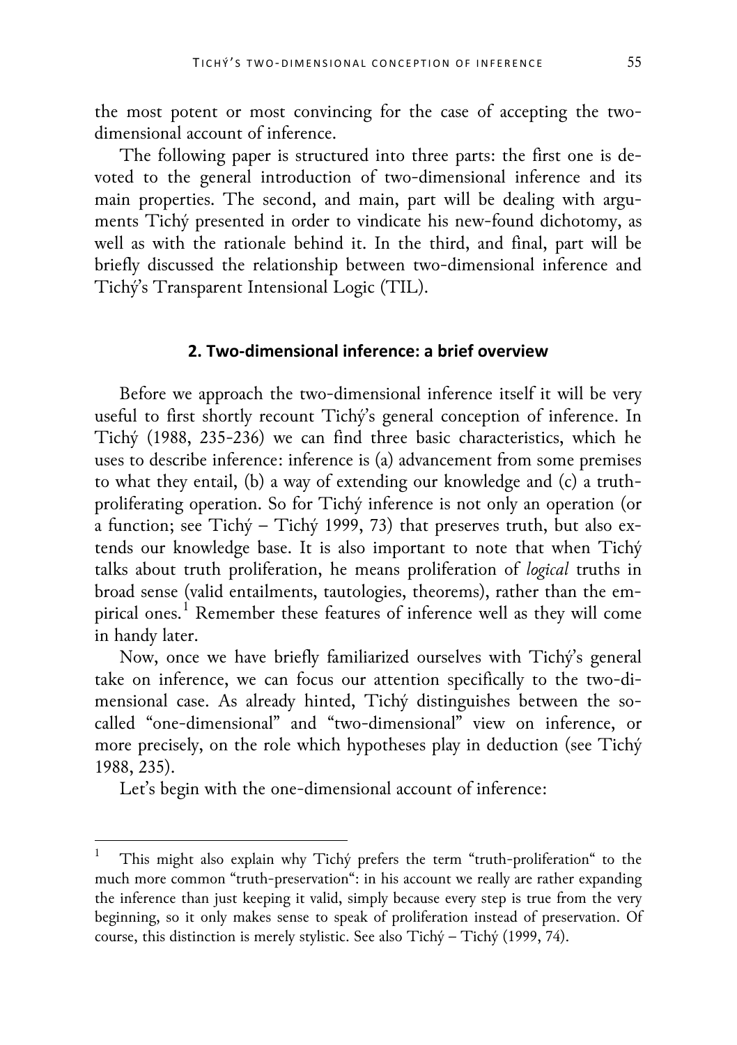the most potent or most convincing for the case of accepting the two-dimensional account of inference.

The following paper is structured into three parts: the first one is devoted to the general introduction of two-dimensional inference and its main properties. The second, and main, part will be dealing with arguments Tichý presented in order to vindicate his new-found dichotomy, as well as with the rationale behind it. In the third, and final, part will be briefly discussed the relationship between two-dimensional inference and Tichý's Transparent Intensional Logic (TIL).

## 2. Two-dimensional inference: a brief overview

Before we approach the two-dimensional inference itself it will be very useful to first shortly recount Tichý's general conception of inference. In Tichý (1988, 235-236) we can find three basic characteristics, which he uses to describe inference: inference is (a) advancement from some premises to what they entail, (b) a way of extending our knowledge and (c) a truth-proliferating operation. So for Tichý inference is not only an operation (or a function; see Tichý – Tichý 1999, 73) that preserves truth, but also extends our knowledge base. It is also important to note that when Tichý talks about truth proliferation, he means proliferation of *logical* truths in broad sense (valid entailments, tautologies, theorems), rather than the empirical ones.[1] Remember these features of inference well as they will come in handy later.

Now, once we have briefly familiarized ourselves with Tichý's general take on inference, we can focus our attention specifically to the two-dimensional case. As already hinted, Tichý distinguishes between the so-called "one-dimensional" and "two-dimensional" view on inference, or more precisely, on the role which hypotheses play in deduction (see Tichý 1988, 235).

Let's begin with the one-dimensional account of inference:

---

[1] This might also explain why Tichý prefers the term "truth-proliferation" to the much more common "truth-preservation": in his account we really are rather expanding the inference than just keeping it valid, simply because every step is true from the very beginning, so it only makes sense to speak of proliferation instead of preservation. Of course, this distinction is merely stylistic. See also Tichý – Tichý (1999, 74).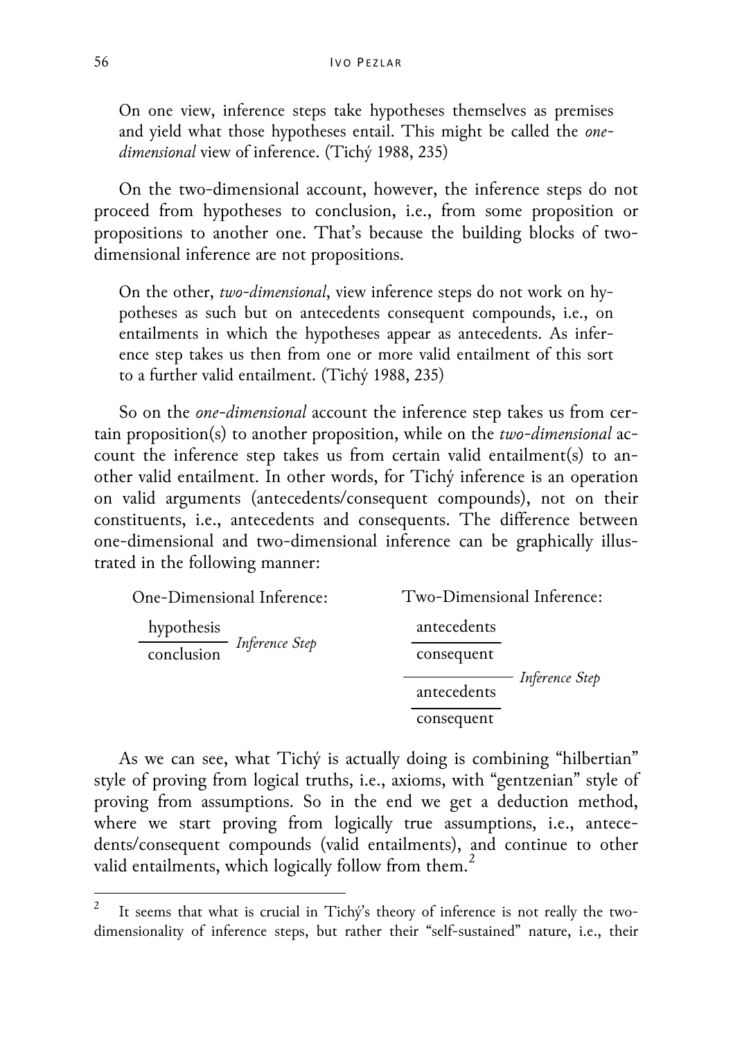> On one view, inference steps take hypotheses themselves as premises and yield what those hypotheses entail. This might be called the *one-dimensional* view of inference. (Tichý 1988, 235)

On the two-dimensional account, however, the inference steps do not proceed from hypotheses to conclusion, i.e., from some proposition or propositions to another one. That's because the building blocks of two-dimensional inference are not propositions.

> On the other, *two-dimensional*, view inference steps do not work on hypotheses as such but on antecedents consequent compounds, i.e., on entailments in which the hypotheses appear as antecedents. As inference step takes us then from one or more valid entailment of this sort to a further valid entailment. (Tichý 1988, 235)

So on the *one-dimensional* account the inference step takes us from certain proposition(s) to another proposition, while on the *two-dimensional* account the inference step takes us from certain valid entailment(s) to another valid entailment. In other words, for Tichý inference is an operation on valid arguments (antecedents/consequent compounds), not on their constituents, i.e., antecedents and consequents. The difference between one-dimensional and two-dimensional inference can be graphically illustrated in the following manner:

One-Dimensional Inference:

$$\frac{\text{hypothesis}}{\text{conclusion}}\ \textit{Inference Step}$$

Two-Dimensional Inference:

$$\frac{\dfrac{\text{antecedents}}{\text{consequent}}}{\dfrac{\text{antecedents}}{\text{consequent}}}\ \textit{Inference Step}$$

As we can see, what Tichý is actually doing is combining "hilbertian" style of proving from logical truths, i.e., axioms, with "gentzenian" style of proving from assumptions. So in the end we get a deduction method, where we start proving from logically true assumptions, i.e., antecedents/consequent compounds (valid entailments), and continue to other valid entailments, which logically follow from them.[2]

[2] It seems that what is crucial in Tichý's theory of inference is not really the two-dimensionality of inference steps, but rather their "self-sustained" nature, i.e., their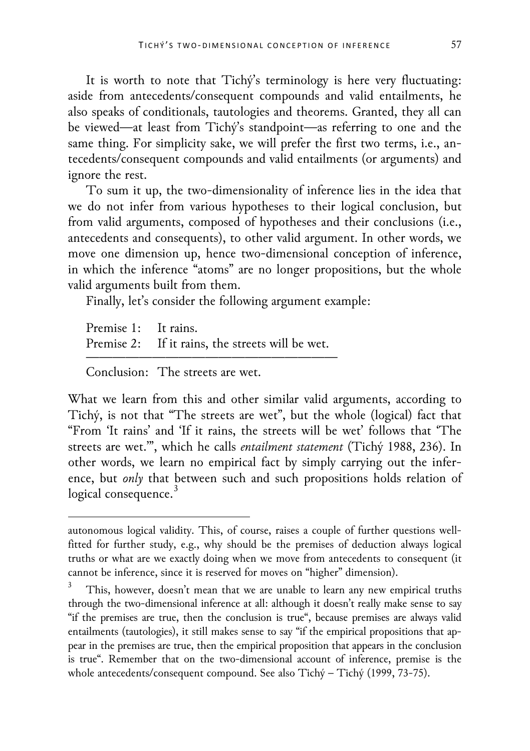It is worth to note that Tichý's terminology is here very fluctuating: aside from antecedents/consequent compounds and valid entailments, he also speaks of conditionals, tautologies and theorems. Granted, they all can be viewed—at least from Tichý's standpoint—as referring to one and the same thing. For simplicity sake, we will prefer the first two terms, i.e., antecedents/consequent compounds and valid entailments (or arguments) and ignore the rest.

To sum it up, the two-dimensionality of inference lies in the idea that we do not infer from various hypotheses to their logical conclusion, but from valid arguments, composed of hypotheses and their conclusions (i.e., antecedents and consequents), to other valid argument. In other words, we move one dimension up, hence two-dimensional conception of inference, in which the inference "atoms" are no longer propositions, but the whole valid arguments built from them.

Finally, let's consider the following argument example:

Premise 1: It rains.
Premise 2: If it rains, the streets will be wet.
———————————————————
Conclusion: The streets are wet.

What we learn from this and other similar valid arguments, according to Tichý, is not that "The streets are wet", but the whole (logical) fact that "From 'It rains' and 'If it rains, the streets will be wet' follows that 'The streets are wet.'", which he calls *entailment statement* (Tichý 1988, 236). In other words, we learn no empirical fact by simply carrying out the inference, but *only* that between such and such propositions holds relation of logical consequence.[3]

---

autonomous logical validity. This, of course, raises a couple of further questions well-fitted for further study, e.g., why should be the premises of deduction always logical truths or what are we exactly doing when we move from antecedents to consequent (it cannot be inference, since it is reserved for moves on "higher" dimension).

[3] This, however, doesn't mean that we are unable to learn any new empirical truths through the two-dimensional inference at all: although it doesn't really make sense to say "if the premises are true, then the conclusion is true", because premises are always valid entailments (tautologies), it still makes sense to say "if the empirical propositions that appear in the premises are true, then the empirical proposition that appears in the conclusion is true". Remember that on the two-dimensional account of inference, premise is the whole antecedents/consequent compound. See also Tichý – Tichý (1999, 73-75).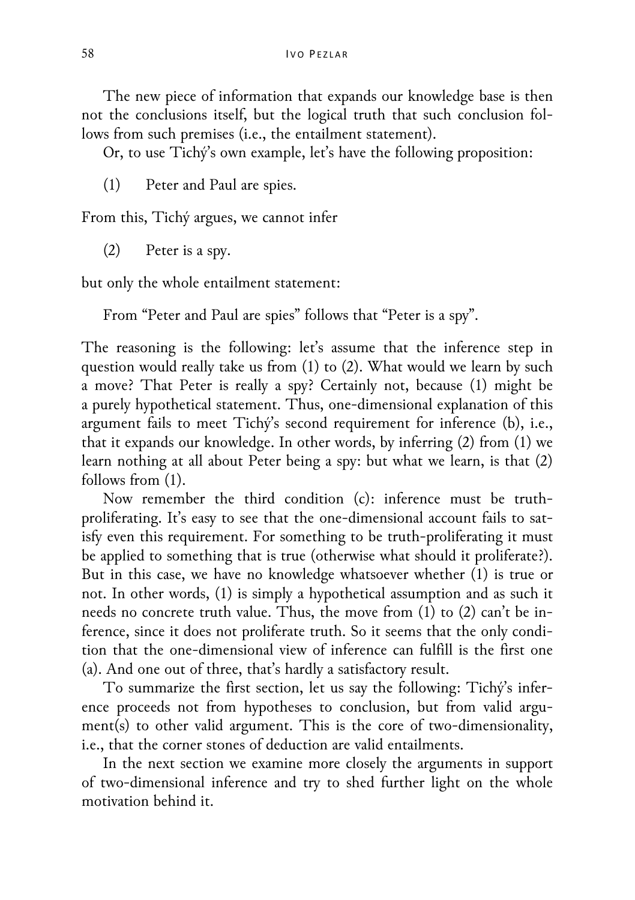The new piece of information that expands our knowledge base is then not the conclusions itself, but the logical truth that such conclusion follows from such premises (i.e., the entailment statement).

Or, to use Tichý's own example, let's have the following proposition:

(1) Peter and Paul are spies.

From this, Tichý argues, we cannot infer

(2) Peter is a spy.

but only the whole entailment statement:

From "Peter and Paul are spies" follows that "Peter is a spy".

The reasoning is the following: let's assume that the inference step in question would really take us from (1) to (2). What would we learn by such a move? That Peter is really a spy? Certainly not, because (1) might be a purely hypothetical statement. Thus, one-dimensional explanation of this argument fails to meet Tichý's second requirement for inference (b), i.e., that it expands our knowledge. In other words, by inferring (2) from (1) we learn nothing at all about Peter being a spy: but what we learn, is that (2) follows from (1).

Now remember the third condition (c): inference must be truth-proliferating. It's easy to see that the one-dimensional account fails to satisfy even this requirement. For something to be truth-proliferating it must be applied to something that is true (otherwise what should it proliferate?). But in this case, we have no knowledge whatsoever whether (1) is true or not. In other words, (1) is simply a hypothetical assumption and as such it needs no concrete truth value. Thus, the move from (1) to (2) can't be inference, since it does not proliferate truth. So it seems that the only condition that the one-dimensional view of inference can fulfill is the first one (a). And one out of three, that's hardly a satisfactory result.

To summarize the first section, let us say the following: Tichý's inference proceeds not from hypotheses to conclusion, but from valid argument(s) to other valid argument. This is the core of two-dimensionality, i.e., that the corner stones of deduction are valid entailments.

In the next section we examine more closely the arguments in support of two-dimensional inference and try to shed further light on the whole motivation behind it.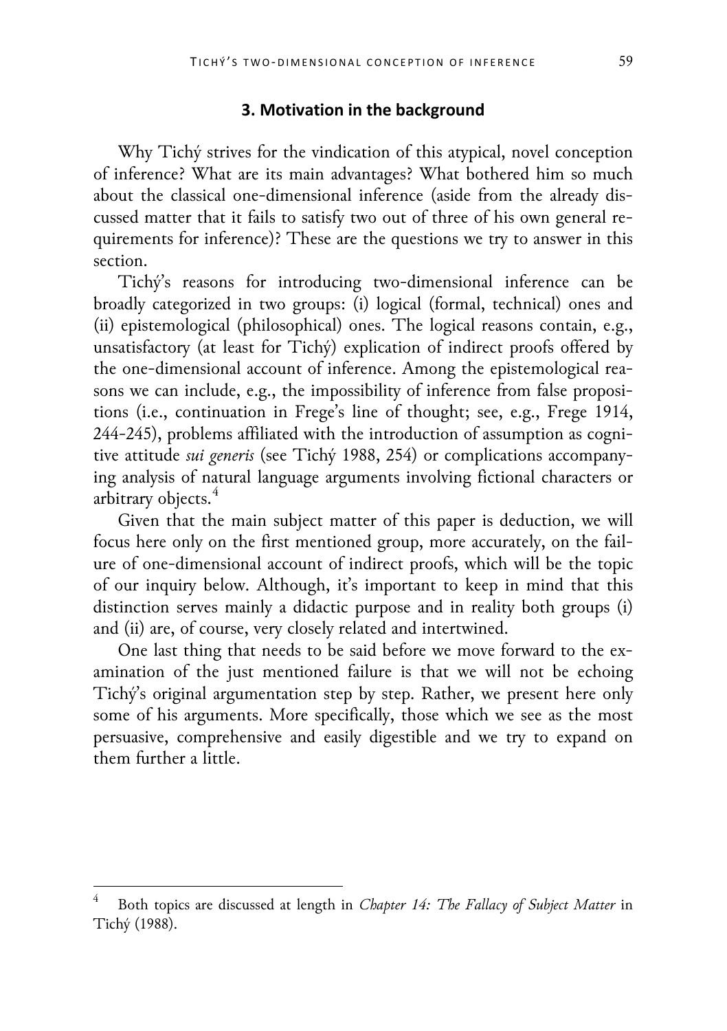## 3. Motivation in the background

Why Tichý strives for the vindication of this atypical, novel conception of inference? What are its main advantages? What bothered him so much about the classical one-dimensional inference (aside from the already discussed matter that it fails to satisfy two out of three of his own general requirements for inference)? These are the questions we try to answer in this section.

Tichý's reasons for introducing two-dimensional inference can be broadly categorized in two groups: (i) logical (formal, technical) ones and (ii) epistemological (philosophical) ones. The logical reasons contain, e.g., unsatisfactory (at least for Tichý) explication of indirect proofs offered by the one-dimensional account of inference. Among the epistemological reasons we can include, e.g., the impossibility of inference from false propositions (i.e., continuation in Frege's line of thought; see, e.g., Frege 1914, 244-245), problems affiliated with the introduction of assumption as cognitive attitude *sui generis* (see Tichý 1988, 254) or complications accompanying analysis of natural language arguments involving fictional characters or arbitrary objects.[4]

Given that the main subject matter of this paper is deduction, we will focus here only on the first mentioned group, more accurately, on the failure of one-dimensional account of indirect proofs, which will be the topic of our inquiry below. Although, it's important to keep in mind that this distinction serves mainly a didactic purpose and in reality both groups (i) and (ii) are, of course, very closely related and intertwined.

One last thing that needs to be said before we move forward to the examination of the just mentioned failure is that we will not be echoing Tichý's original argumentation step by step. Rather, we present here only some of his arguments. More specifically, those which we see as the most persuasive, comprehensive and easily digestible and we try to expand on them further a little.

---

[4] Both topics are discussed at length in *Chapter 14: The Fallacy of Subject Matter* in Tichý (1988).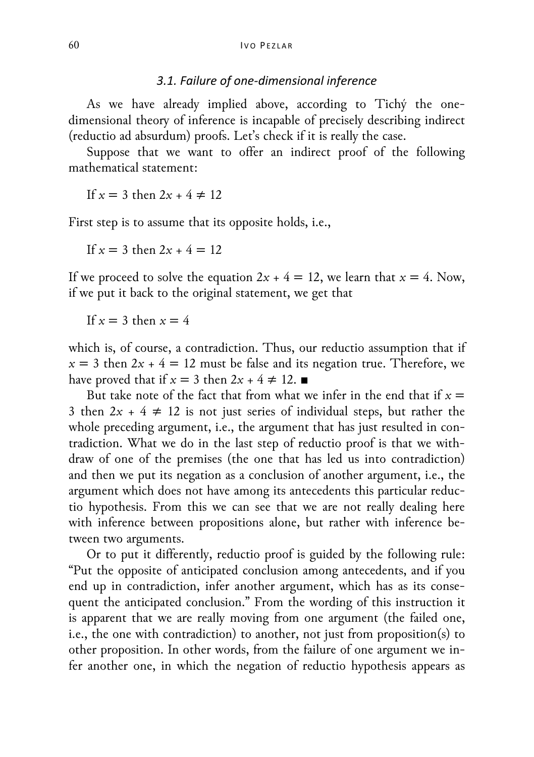### *3.1. Failure of one-dimensional inference*

As we have already implied above, according to Tichý the one-dimensional theory of inference is incapable of precisely describing indirect (reductio ad absurdum) proofs. Let's check if it is really the case.

Suppose that we want to offer an indirect proof of the following mathematical statement:

If $x = 3$ then $2x + 4 \neq 12$

First step is to assume that its opposite holds, i.e.,

If $x = 3$ then $2x + 4 = 12$

If we proceed to solve the equation $2x + 4 = 12$, we learn that $x = 4$. Now, if we put it back to the original statement, we get that

If $x = 3$ then $x = 4$

which is, of course, a contradiction. Thus, our reductio assumption that if $x = 3$ then $2x + 4 = 12$ must be false and its negation true. Therefore, we have proved that if $x = 3$ then $2x + 4 \neq 12$. ■

But take note of the fact that from what we infer in the end that if $x = 3$ then $2x + 4 \neq 12$ is not just series of individual steps, but rather the whole preceding argument, i.e., the argument that has just resulted in contradiction. What we do in the last step of reductio proof is that we withdraw of one of the premises (the one that has led us into contradiction) and then we put its negation as a conclusion of another argument, i.e., the argument which does not have among its antecedents this particular reductio hypothesis. From this we can see that we are not really dealing here with inference between propositions alone, but rather with inference between two arguments.

Or to put it differently, reductio proof is guided by the following rule: "Put the opposite of anticipated conclusion among antecedents, and if you end up in contradiction, infer another argument, which has as its consequent the anticipated conclusion." From the wording of this instruction it is apparent that we are really moving from one argument (the failed one, i.e., the one with contradiction) to another, not just from proposition(s) to other proposition. In other words, from the failure of one argument we infer another one, in which the negation of reductio hypothesis appears as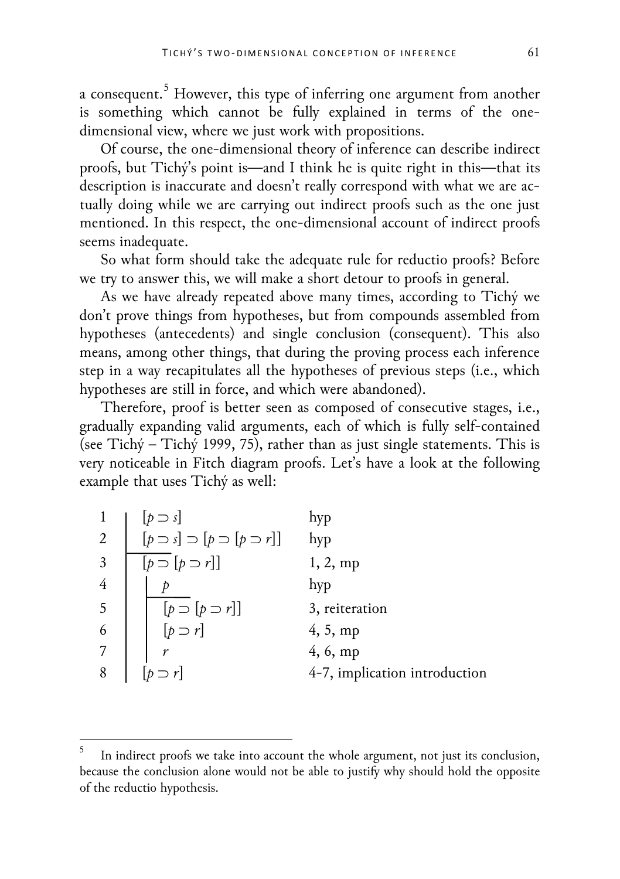a consequent.[5] However, this type of inferring one argument from another is something which cannot be fully explained in terms of the one-dimensional view, where we just work with propositions.

Of course, the one-dimensional theory of inference can describe indirect proofs, but Tichý's point is—and I think he is quite right in this—that its description is inaccurate and doesn't really correspond with what we are actually doing while we are carrying out indirect proofs such as the one just mentioned. In this respect, the one-dimensional account of indirect proofs seems inadequate.

So what form should take the adequate rule for reductio proofs? Before we try to answer this, we will make a short detour to proofs in general.

As we have already repeated above many times, according to Tichý we don't prove things from hypotheses, but from compounds assembled from hypotheses (antecedents) and single conclusion (consequent). This also means, among other things, that during the proving process each inference step in a way recapitulates all the hypotheses of previous steps (i.e., which hypotheses are still in force, and which were abandoned).

Therefore, proof is better seen as composed of consecutive stages, i.e., gradually expanding valid arguments, each of which is fully self-contained (see Tichý – Tichý 1999, 75), rather than as just single statements. This is very noticeable in Fitch diagram proofs. Let's have a look at the following example that uses Tichý as well:

| | Formula | Justification |
|---|---|---|
| 1 | $[p \supset s]$ | hyp |
| 2 | $[p \supset s] \supset [p \supset [p \supset r]]$ | hyp |
| 3 | $[p \supset [p \supset r]]$ | 1, 2, mp |
| 4 | $\quad p$ | hyp |
| 5 | $\quad [p \supset [p \supset r]]$ | 3, reiteration |
| 6 | $\quad [p \supset r]$ | 4, 5, mp |
| 7 | $\quad r$ | 4, 6, mp |
| 8 | $[p \supset r]$ | 4-7, implication introduction |

[5] In indirect proofs we take into account the whole argument, not just its conclusion, because the conclusion alone would not be able to justify why should hold the opposite of the reductio hypothesis.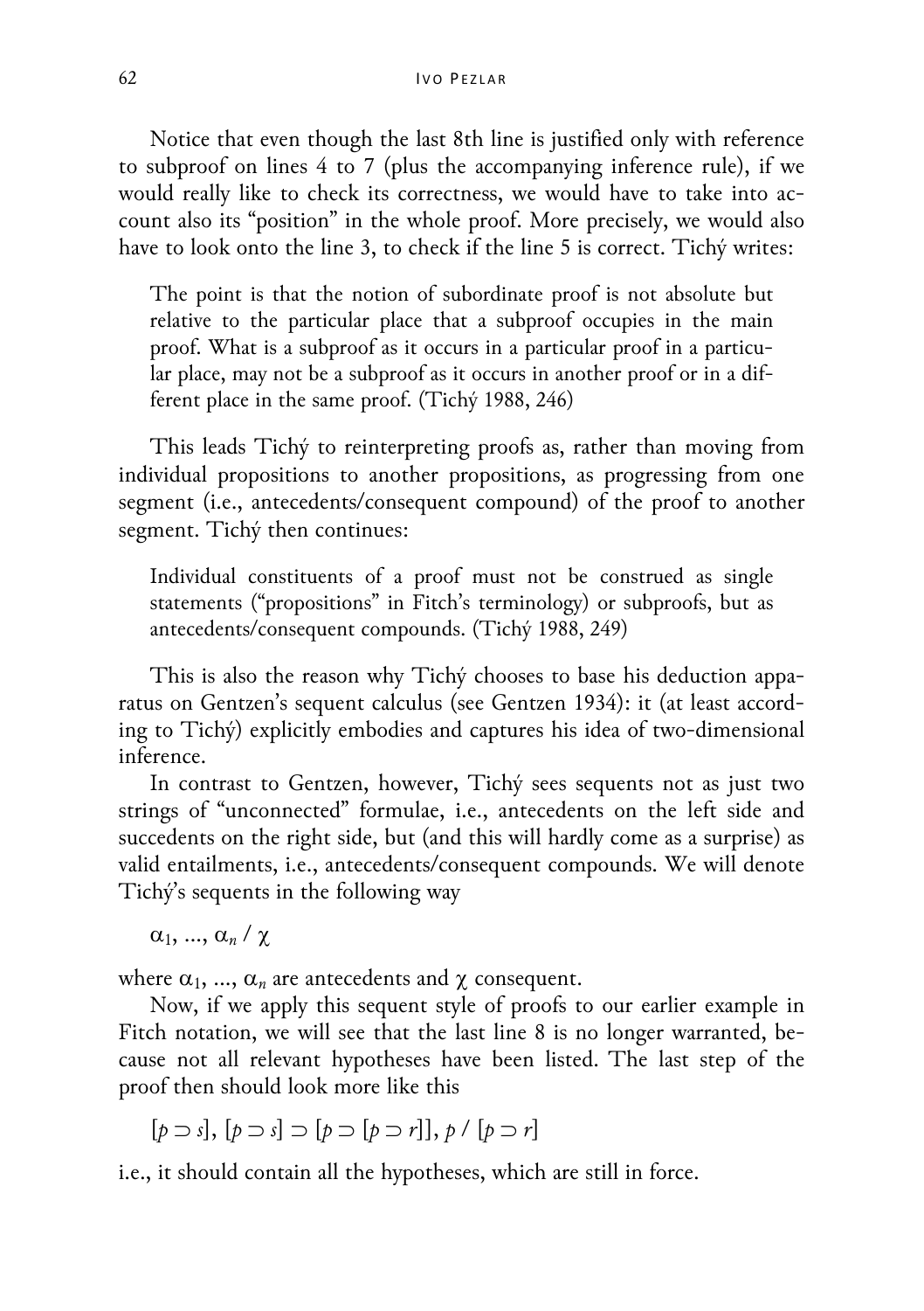Notice that even though the last 8th line is justified only with reference to subproof on lines 4 to 7 (plus the accompanying inference rule), if we would really like to check its correctness, we would have to take into account also its "position" in the whole proof. More precisely, we would also have to look onto the line 3, to check if the line 5 is correct. Tichý writes:

> The point is that the notion of subordinate proof is not absolute but relative to the particular place that a subproof occupies in the main proof. What is a subproof as it occurs in a particular proof in a particular place, may not be a subproof as it occurs in another proof or in a different place in the same proof. (Tichý 1988, 246)

This leads Tichý to reinterpreting proofs as, rather than moving from individual propositions to another propositions, as progressing from one segment (i.e., antecedents/consequent compound) of the proof to another segment. Tichý then continues:

> Individual constituents of a proof must not be construed as single statements ("propositions" in Fitch's terminology) or subproofs, but as antecedents/consequent compounds. (Tichý 1988, 249)

This is also the reason why Tichý chooses to base his deduction apparatus on Gentzen's sequent calculus (see Gentzen 1934): it (at least according to Tichý) explicitly embodies and captures his idea of two-dimensional inference.

In contrast to Gentzen, however, Tichý sees sequents not as just two strings of "unconnected" formulae, i.e., antecedents on the left side and succedents on the right side, but (and this will hardly come as a surprise) as valid entailments, i.e., antecedents/consequent compounds. We will denote Tichý's sequents in the following way

$$\alpha_1, \ldots, \alpha_n \,/\, \chi$$

where $\alpha_1, \ldots, \alpha_n$ are antecedents and $\chi$ consequent.

Now, if we apply this sequent style of proofs to our earlier example in Fitch notation, we will see that the last line 8 is no longer warranted, because not all relevant hypotheses have been listed. The last step of the proof then should look more like this

$$[p \supset s],\ [p \supset s] \supset [p \supset [p \supset r]],\ p \,/\, [p \supset r]$$

i.e., it should contain all the hypotheses, which are still in force.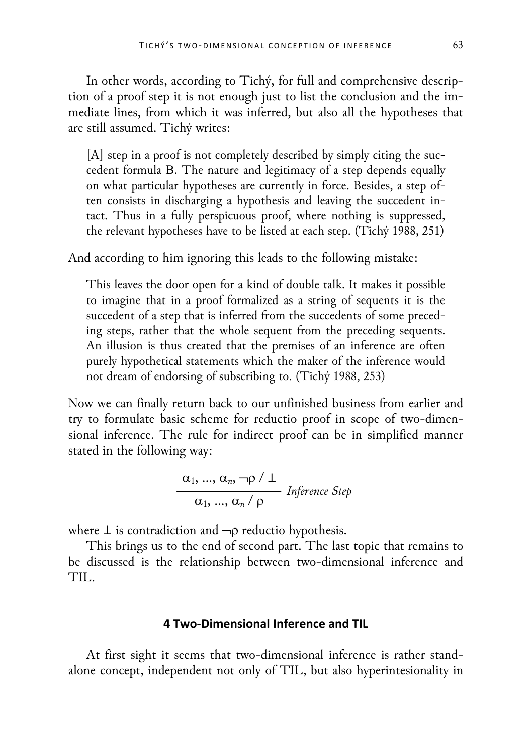In other words, according to Tichý, for full and comprehensive description of a proof step it is not enough just to list the conclusion and the immediate lines, from which it was inferred, but also all the hypotheses that are still assumed. Tichý writes:

> [A] step in a proof is not completely described by simply citing the succedent formula B. The nature and legitimacy of a step depends equally on what particular hypotheses are currently in force. Besides, a step often consists in discharging a hypothesis and leaving the succedent intact. Thus in a fully perspicuous proof, where nothing is suppressed, the relevant hypotheses have to be listed at each step. (Tichý 1988, 251)

And according to him ignoring this leads to the following mistake:

> This leaves the door open for a kind of double talk. It makes it possible to imagine that in a proof formalized as a string of sequents it is the succedent of a step that is inferred from the succedents of some preceding steps, rather that the whole sequent from the preceding sequents. An illusion is thus created that the premises of an inference are often purely hypothetical statements which the maker of the inference would not dream of endorsing of subscribing to. (Tichý 1988, 253)

Now we can finally return back to our unfinished business from earlier and try to formulate basic scheme for reductio proof in scope of two-dimensional inference. The rule for indirect proof can be in simplified manner stated in the following way:

$$\frac{\alpha_1, \ldots, \alpha_n, \neg\rho \;/\; \bot}{\alpha_1, \ldots, \alpha_n \;/\; \rho} \; \textit{Inference Step}$$

where $\bot$ is contradiction and $\neg\rho$ reductio hypothesis.

This brings us to the end of second part. The last topic that remains to be discussed is the relationship between two-dimensional inference and TIL.

## 4 Two-Dimensional Inference and TIL

At first sight it seems that two-dimensional inference is rather standalone concept, independent not only of TIL, but also hyperintesionality in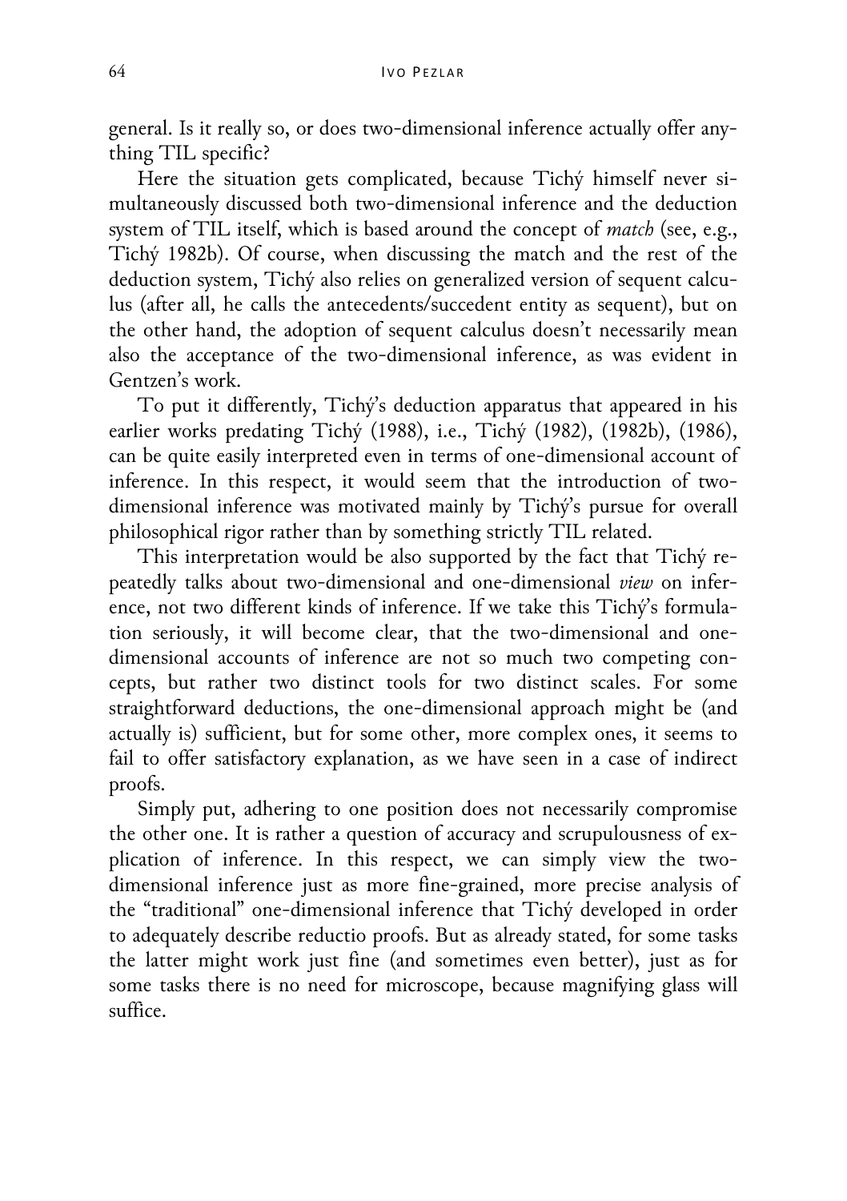general. Is it really so, or does two-dimensional inference actually offer anything TIL specific?

Here the situation gets complicated, because Tichý himself never simultaneously discussed both two-dimensional inference and the deduction system of TIL itself, which is based around the concept of *match* (see, e.g., Tichý 1982b). Of course, when discussing the match and the rest of the deduction system, Tichý also relies on generalized version of sequent calculus (after all, he calls the antecedents/succedent entity as sequent), but on the other hand, the adoption of sequent calculus doesn't necessarily mean also the acceptance of the two-dimensional inference, as was evident in Gentzen's work.

To put it differently, Tichý's deduction apparatus that appeared in his earlier works predating Tichý (1988), i.e., Tichý (1982), (1982b), (1986), can be quite easily interpreted even in terms of one-dimensional account of inference. In this respect, it would seem that the introduction of two-dimensional inference was motivated mainly by Tichý's pursue for overall philosophical rigor rather than by something strictly TIL related.

This interpretation would be also supported by the fact that Tichý repeatedly talks about two-dimensional and one-dimensional *view* on inference, not two different kinds of inference. If we take this Tichý's formulation seriously, it will become clear, that the two-dimensional and one-dimensional accounts of inference are not so much two competing concepts, but rather two distinct tools for two distinct scales. For some straightforward deductions, the one-dimensional approach might be (and actually is) sufficient, but for some other, more complex ones, it seems to fail to offer satisfactory explanation, as we have seen in a case of indirect proofs.

Simply put, adhering to one position does not necessarily compromise the other one. It is rather a question of accuracy and scrupulousness of explication of inference. In this respect, we can simply view the two-dimensional inference just as more fine-grained, more precise analysis of the "traditional" one-dimensional inference that Tichý developed in order to adequately describe reductio proofs. But as already stated, for some tasks the latter might work just fine (and sometimes even better), just as for some tasks there is no need for microscope, because magnifying glass will suffice.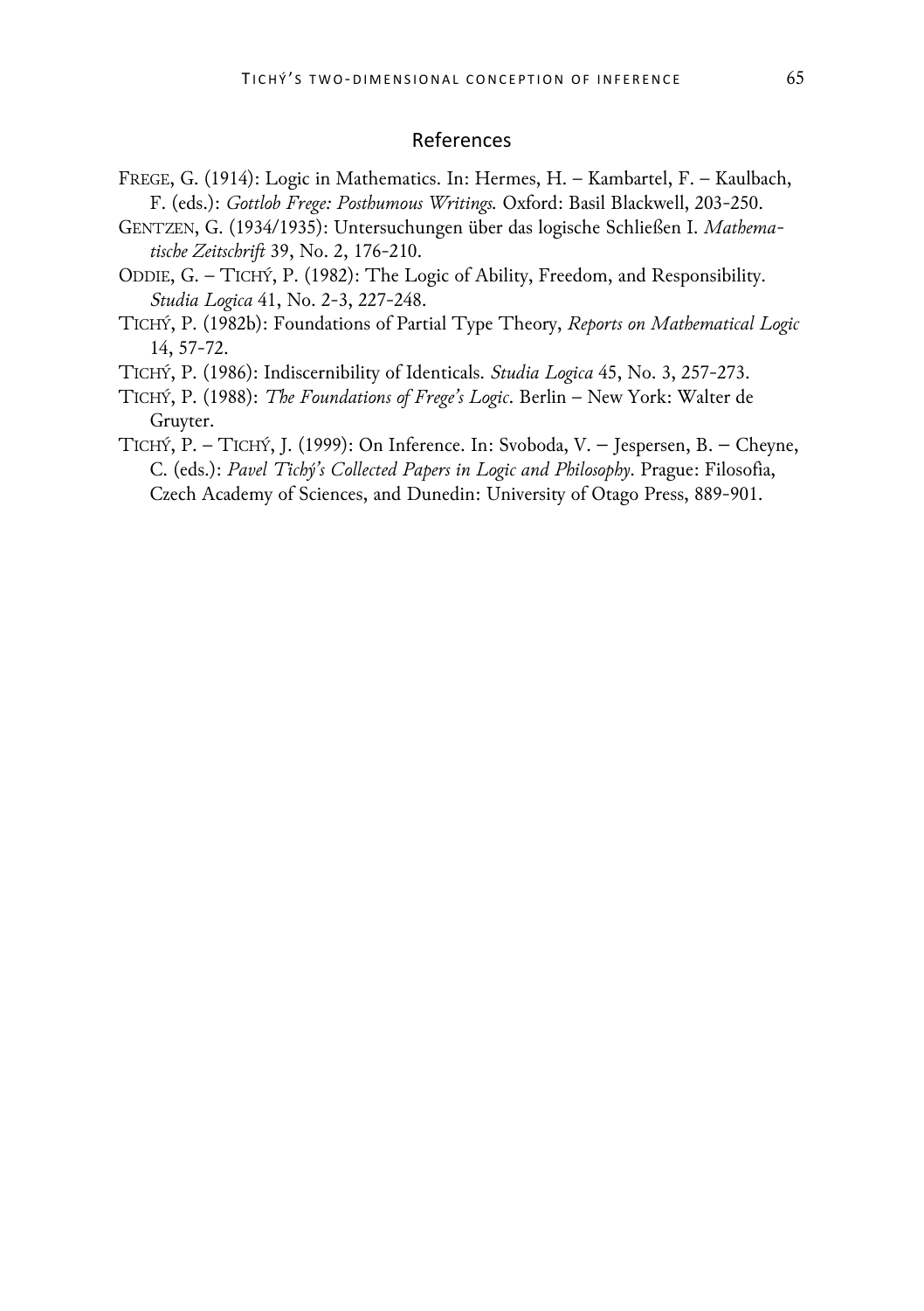## References

FREGE, G. (1914): Logic in Mathematics. In: Hermes, H. – Kambartel, F. – Kaulbach, F. (eds.): *Gottlob Frege: Posthumous Writings.* Oxford: Basil Blackwell, 203-250.

GENTZEN, G. (1934/1935): Untersuchungen über das logische Schließen I. *Mathematische Zeitschrift* 39, No. 2, 176-210.

ODDIE, G. – TICHÝ, P. (1982): The Logic of Ability, Freedom, and Responsibility. *Studia Logica* 41, No. 2-3, 227-248.

TICHÝ, P. (1982b): Foundations of Partial Type Theory, *Reports on Mathematical Logic* 14, 57-72.

TICHÝ, P. (1986): Indiscernibility of Identicals. *Studia Logica* 45, No. 3, 257-273.

TICHÝ, P. (1988): *The Foundations of Frege's Logic*. Berlin – New York: Walter de Gruyter.

TICHÝ, P. – TICHÝ, J. (1999): On Inference. In: Svoboda, V. – Jespersen, B. – Cheyne, C. (eds.): *Pavel Tichý's Collected Papers in Logic and Philosophy*. Prague: Filosofia, Czech Academy of Sciences, and Dunedin: University of Otago Press, 889-901.